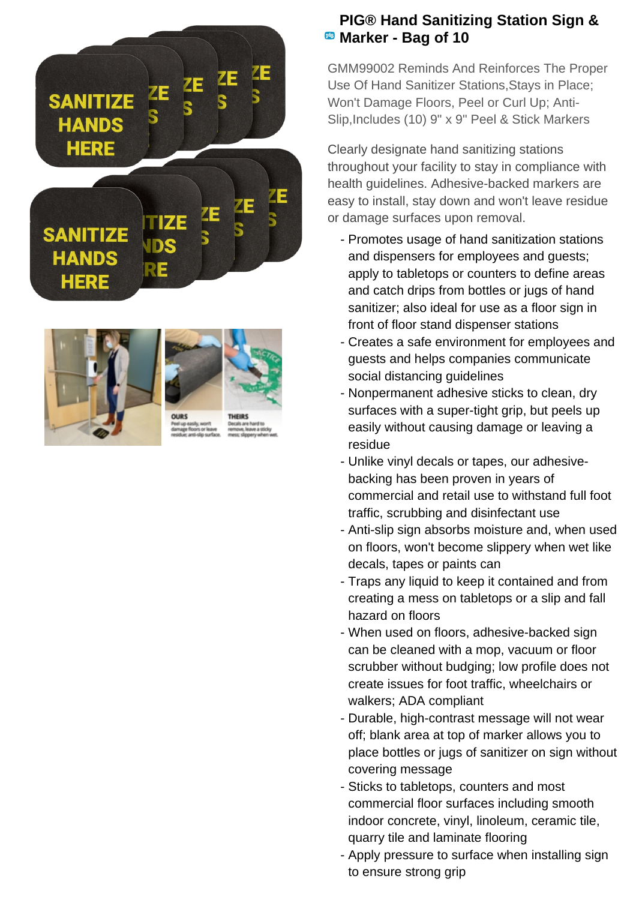# PIG® Hand Sanitizing Station Sign & Marker - Bag of 10

GMM99002 Reminds And Reinforces The Proper Use Of Hand Sanitizer Stations,Stays in Place; Won't Damage Floors, Peel or Curl Up; Anti-Slip,Includes (10) 9" x 9" Peel & Stick Markers

Clearly designate hand sanitizing stations throughout your facility to stay in compliance with health guidelines. Adhesive-backed markers are easy to install, stay down and won't leave residue or damage surfaces upon removal.

- Promotes usage of hand sanitization stations and dispensers for employees and guests; apply to tabletops or counters to define areas and catch drips from bottles or jugs of hand sanitizer; also ideal for use as a floor sign in front of floor stand dispenser stations
- Creates a safe environment for employees and guests and helps companies communicate social distancing guidelines
- Nonpermanent adhesive sticks to clean, dry surfaces with a super-tight grip, but peels up easily without causing damage or leaving a residue
- Unlike vinyl decals or tapes, our adhesive-backing has been proven in years of commercial and retail use to withstand full foot traffic, scrubbing and disinfectant use
- Anti-slip sign absorbs moisture and, when used on floors, won't become slippery when wet like decals, tapes or paints can
- Traps any liquid to keep it contained and from creating a mess on tabletops or a slip and fall hazard on floors
- When used on floors, adhesive-backed sign can be cleaned with a mop, vacuum or floor scrubber without budging; low profile does not create issues for foot traffic, wheelchairs or walkers; ADA compliant
- Durable, high-contrast message will not wear off; blank area at top of marker allows you to place bottles or jugs of sanitizer on sign without covering message
- Sticks to tabletops, counters and most commercial floor surfaces including smooth indoor concrete, vinyl, linoleum, ceramic tile, quarry tile and laminate flooring
- Apply pressure to surface when installing sign to ensure strong grip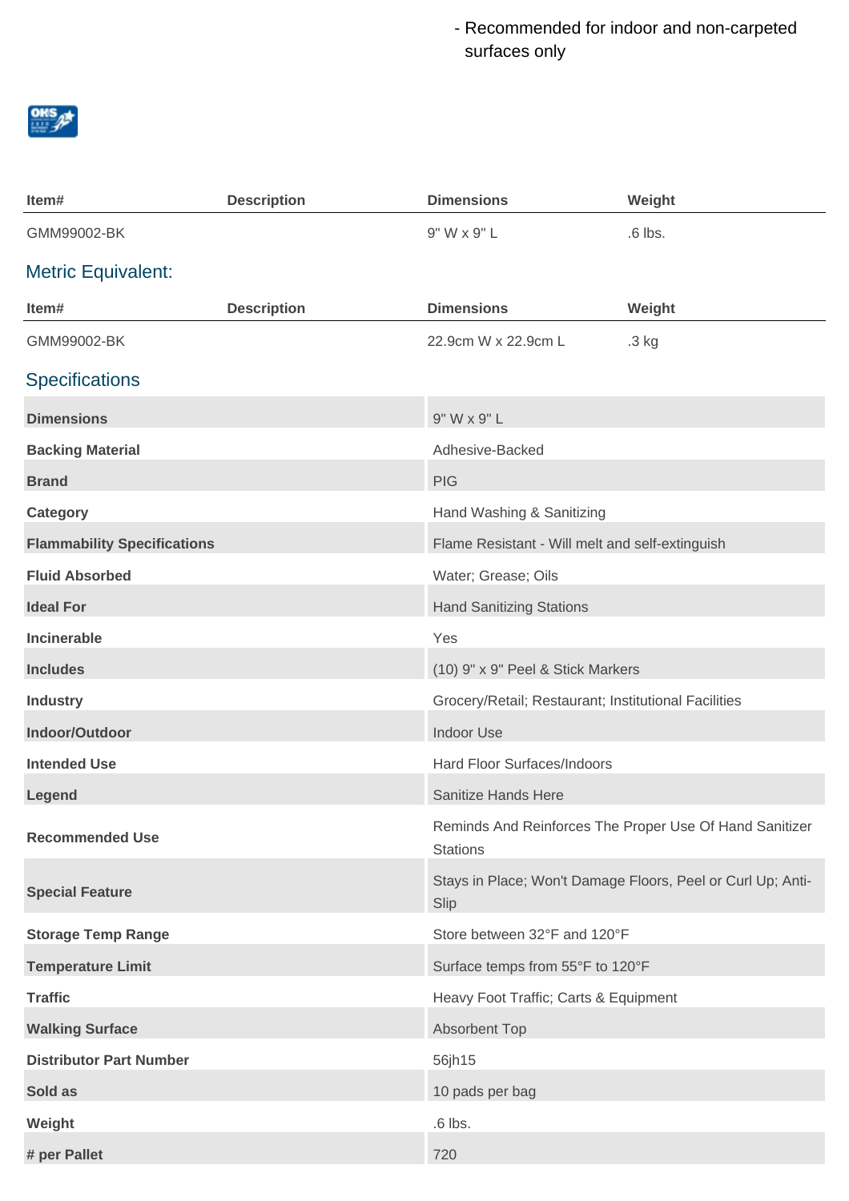- Recommended for indoor and non-carpeted surfaces only

| Item# | Description | Dimensions | Weight |
|---|---|---|---|
| GMM99002-BK | | 9" W x 9" L | .6 lbs. |

## Metric Equivalent:

| Item# | Description | Dimensions | Weight |
|---|---|---|---|
| GMM99002-BK | | 22.9cm W x 22.9cm L | .3 kg |

## Specifications

| | |
|---|---|
| **Dimensions** | 9" W x 9" L |
| **Backing Material** | Adhesive-Backed |
| **Brand** | PIG |
| **Category** | Hand Washing & Sanitizing |
| **Flammability Specifications** | Flame Resistant - Will melt and self-extinguish |
| **Fluid Absorbed** | Water; Grease; Oils |
| **Ideal For** | Hand Sanitizing Stations |
| **Incinerable** | Yes |
| **Includes** | (10) 9" x 9" Peel & Stick Markers |
| **Industry** | Grocery/Retail; Restaurant; Institutional Facilities |
| **Indoor/Outdoor** | Indoor Use |
| **Intended Use** | Hard Floor Surfaces/Indoors |
| **Legend** | Sanitize Hands Here |
| **Recommended Use** | Reminds And Reinforces The Proper Use Of Hand Sanitizer Stations |
| **Special Feature** | Stays in Place; Won't Damage Floors, Peel or Curl Up; Anti-Slip |
| **Storage Temp Range** | Store between 32°F and 120°F |
| **Temperature Limit** | Surface temps from 55°F to 120°F |
| **Traffic** | Heavy Foot Traffic; Carts & Equipment |
| **Walking Surface** | Absorbent Top |
| **Distributor Part Number** | 56jh15 |
| **Sold as** | 10 pads per bag |
| **Weight** | .6 lbs. |
| **# per Pallet** | 720 |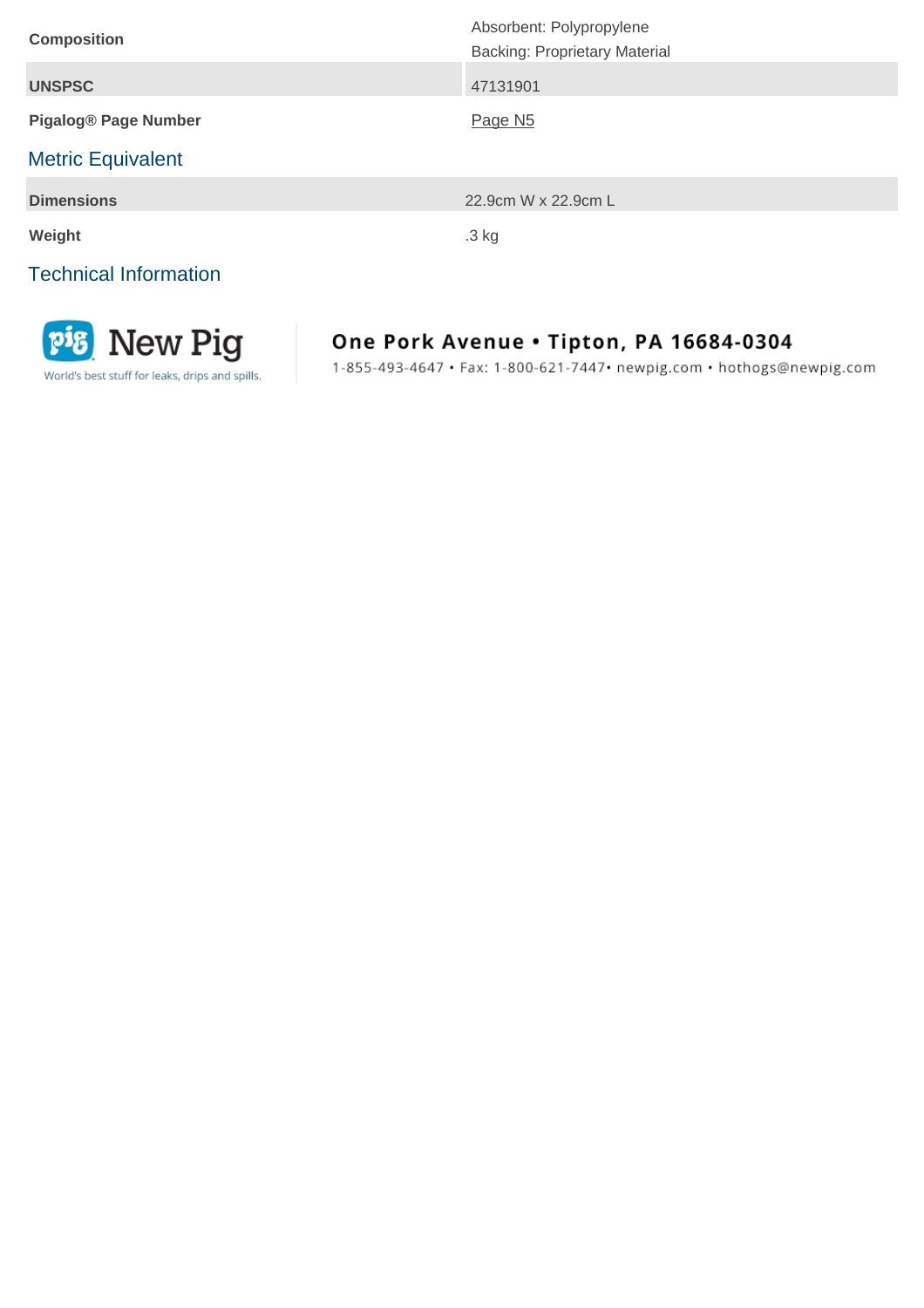| | |
|---|---|
| **Composition** | Absorbent: Polypropylene<br>Backing: Proprietary Material |
| **UNSPSC** | 47131901 |
| **Pigalog® Page Number** | Page N5 |

## Metric Equivalent

| | |
|---|---|
| **Dimensions** | 22.9cm W x 22.9cm L |
| **Weight** | .3 kg |

## Technical Information

New Pig
World's best stuff for leaks, drips and spills.

One Pork Avenue • Tipton, PA 16684-0304
1-855-493-4647 • Fax: 1-800-621-7447• newpig.com • hothogs@newpig.com